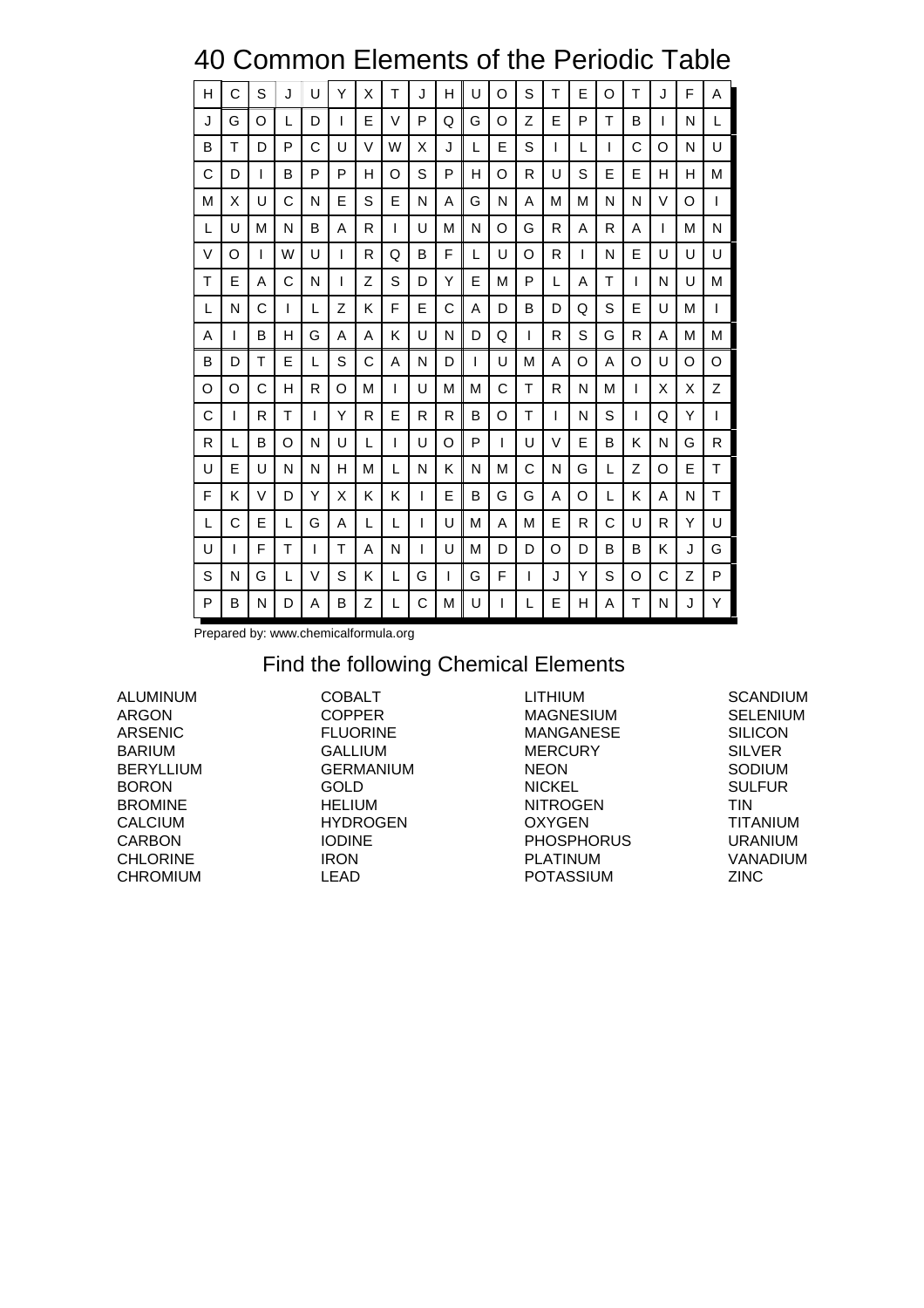# 40 Common Elements of the Periodic Table

| | | | | | | | | | | | | | | | | | | | |
|---|---|---|---|---|---|---|---|---|---|---|---|---|---|---|---|---|---|---|---|
| H | C | S | J | U | Y | X | T | J | H | U | O | S | T | E | O | T | J | F | A |
| J | G | O | L | D | I | E | V | P | Q | G | O | Z | E | P | T | B | I | N | L |
| B | T | D | P | C | U | V | W | X | J | L | E | S | I | L | I | C | O | N | U |
| C | D | I | B | P | P | H | O | S | P | H | O | R | U | S | E | E | H | H | M |
| M | X | U | C | N | E | S | E | N | A | G | N | A | M | M | N | N | V | O | I |
| L | U | M | N | B | A | R | I | U | M | N | O | G | R | A | R | A | I | M | N |
| V | O | I | W | U | I | R | Q | B | F | L | U | O | R | I | N | E | U | U | U |
| T | E | A | C | N | I | Z | S | D | Y | E | M | P | L | A | T | I | N | U | M |
| L | N | C | I | L | Z | K | F | E | C | A | D | B | D | Q | S | E | U | M | I |
| A | I | B | H | G | A | A | K | U | N | D | Q | I | R | S | G | R | A | M | M |
| B | D | T | E | L | S | C | A | N | D | I | U | M | A | O | A | O | U | O | O |
| O | O | C | H | R | O | M | I | U | M | M | C | T | R | N | M | I | X | X | Z |
| C | I | R | T | I | Y | R | E | R | R | B | O | T | I | N | S | I | Q | Y | I |
| R | L | B | O | N | U | L | I | U | O | P | I | U | V | E | B | K | N | G | R |
| U | E | U | N | N | H | M | L | N | K | N | M | C | N | G | L | Z | O | E | T |
| F | K | V | D | Y | X | K | K | I | E | B | G | G | A | O | L | K | A | N | T |
| L | C | E | L | G | A | L | L | I | U | M | A | M | E | R | C | U | R | Y | U |
| U | I | F | T | I | T | A | N | I | U | M | D | D | O | D | B | B | K | J | G |
| S | N | G | L | V | S | K | L | G | I | G | F | I | J | Y | S | O | C | Z | P |
| P | B | N | D | A | B | Z | L | C | M | U | I | L | E | H | A | T | N | J | Y |

Prepared by: www.chemicalformula.org

## Find the following Chemical Elements

ALUMINUM
ARGON
ARSENIC
BARIUM
BERYLLIUM
BORON
BROMINE
CALCIUM
CARBON
CHLORINE
CHROMIUM
COBALT
COPPER
FLUORINE
GALLIUM
GERMANIUM
GOLD
HELIUM
HYDROGEN
IODINE
IRON
LEAD
LITHIUM
MAGNESIUM
MANGANESE
MERCURY
NEON
NICKEL
NITROGEN
OXYGEN
PHOSPHORUS
PLATINUM
POTASSIUM
SCANDIUM
SELENIUM
SILICON
SILVER
SODIUM
SULFUR
TIN
TITANIUM
URANIUM
VANADIUM
ZINC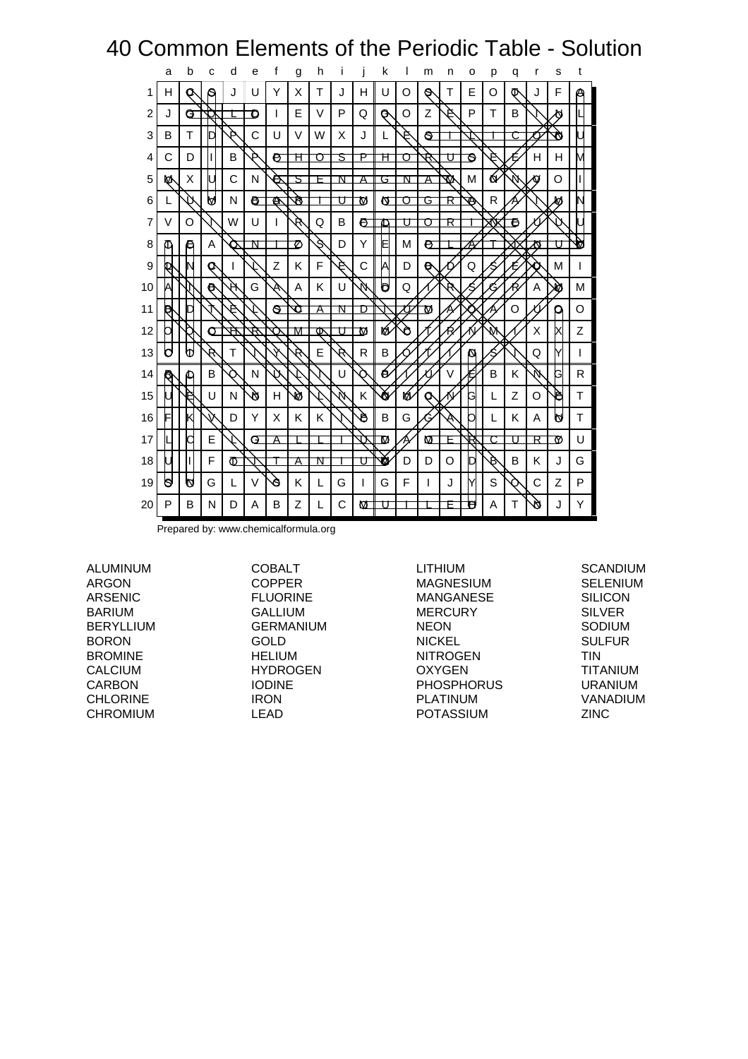# 40 Common Elements of the Periodic Table - Solution

| | a | b | c | d | e | f | g | h | i | j | k | l | m | n | o | p | q | r | s | t |
|---|---|---|---|---|---|---|---|---|---|---|---|---|---|---|---|---|---|---|---|---|
| 1 | H | C | S | J | U | Y | X | T | J | H | U | O | S | T | E | O | T | J | F | A |
| 2 | J | G | O | L | D | I | E | V | P | Q | G | O | Z | E | P | T | B | I | N | L |
| 3 | B | T | D | P | C | U | V | W | X | J | L | E | S | I | L | I | C | O | N | U |
| 4 | C | D | I | B | P | P | H | O | S | P | H | O | R | U | S | E | E | H | H | M |
| 5 | M | X | U | C | N | E | S | E | N | A | G | N | A | M | M | G | N | V | O | I |
| 6 | L | U | M | N | B | A | R | I | U | M | N | O | G | R | A | R | A | I | M | N |
| 7 | V | O | I | W | U | I | R | Q | B | P | L | U | O | R | I | N | E | U | U | U |
| 8 | T | E | A | O | N | I | Z | S | D | Y | E | M | P | L | A | T | I | N | U | M |
| 9 | C | N | C | I | L | Z | K | F | E | C | A | D | B | D | Q | S | E | C | M | I |
| 10 | A | I | B | H | G | A | A | K | U | N | D | Q | I | R | S | G | R | A | M | M |
| 11 | B | D | T | E | L | S | O | A | N | D | I | U | M | A | O | A | O | U | C | O |
| 12 | O | O | O | H | R | O | M | I | U | M | M | C | T | R | N | M | I | X | X | Z |
| 13 | C | T | R | T | I | Y | R | E | R | R | B | O | T | I | N | S | I | Q | Y | I |
| 14 | B | C | B | O | N | U | L | I | U | O | B | I | U | V | E | B | K | N | G | R |
| 15 | U | E | U | N | N | H | M | L | N | K | N | M | C | N | G | L | Z | O | E | T |
| 16 | F | K | V | D | Y | X | K | K | I | B | B | G | G | A | O | L | K | A | N | T |
| 17 | L | C | E | L | G | A | L | L | I | U | M | A | M | E | R | C | U | R | Y | U |
| 18 | U | I | F | T | I | T | A | N | I | U | M | D | D | O | D | B | B | K | J | G |
| 19 | S | N | G | L | V | S | K | L | G | I | G | F | I | J | Y | S | O | C | Z | P |
| 20 | P | B | N | D | A | B | Z | L | C | M | U | I | L | E | B | A | T | N | J | Y |

Prepared by: www.chemicalformula.org

| | | | |
|---|---|---|---|
| ALUMINUM | COBALT | LITHIUM | SCANDIUM |
| ARGON | COPPER | MAGNESIUM | SELENIUM |
| ARSENIC | FLUORINE | MANGANESE | SILICON |
| BARIUM | GALLIUM | MERCURY | SILVER |
| BERYLLIUM | GERMANIUM | NEON | SODIUM |
| BORON | GOLD | NICKEL | SULFUR |
| BROMINE | HELIUM | NITROGEN | TIN |
| CALCIUM | HYDROGEN | OXYGEN | TITANIUM |
| CARBON | IODINE | PHOSPHORUS | URANIUM |
| CHLORINE | IRON | PLATINUM | VANADIUM |
| CHROMIUM | LEAD | POTASSIUM | ZINC |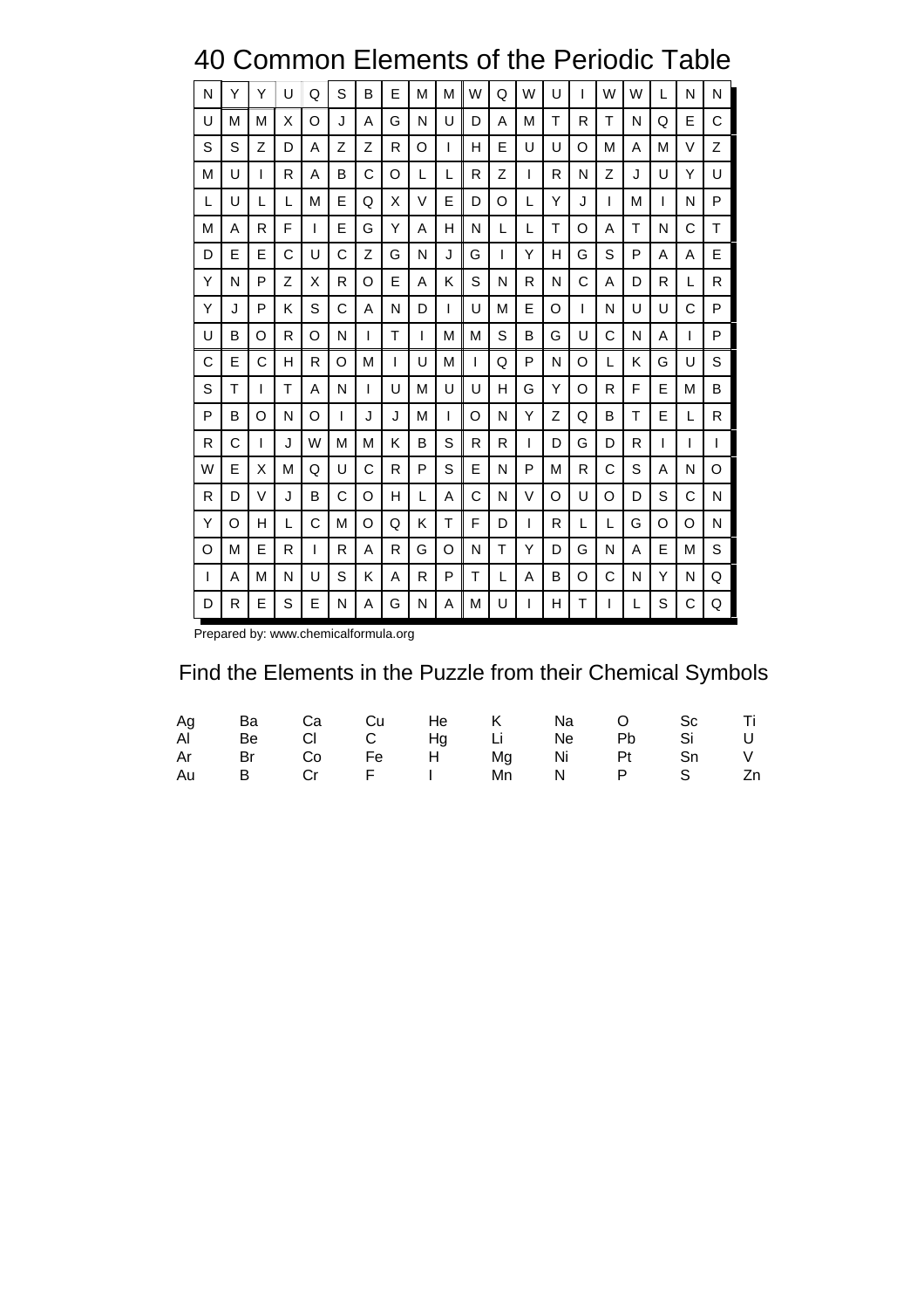# 40 Common Elements of the Periodic Table

| | | | | | | | | | | | | | | | | | | | |
|---|---|---|---|---|---|---|---|---|---|---|---|---|---|---|---|---|---|---|---|
| N | Y | Y | U | Q | S | B | E | M | M | W | Q | W | U | I | W | W | L | N | N |
| U | M | M | X | O | J | A | G | N | U | D | A | M | T | R | T | N | Q | E | C |
| S | S | Z | D | A | Z | Z | R | O | I | H | E | U | U | O | M | A | M | V | Z |
| M | U | I | R | A | B | C | O | L | L | R | Z | I | R | N | Z | J | U | Y | U |
| L | U | L | L | M | E | Q | X | V | E | D | O | L | Y | J | I | M | I | N | P |
| M | A | R | F | I | E | G | Y | A | H | N | L | L | T | O | A | T | N | C | T |
| D | E | E | C | U | C | Z | G | N | J | G | I | Y | H | G | S | P | A | A | E |
| Y | N | P | Z | X | R | O | E | A | K | S | N | R | N | C | A | D | R | L | R |
| Y | J | P | K | S | C | A | N | D | I | U | M | E | O | I | N | U | U | C | P |
| U | B | O | R | O | N | I | T | I | M | M | S | B | G | U | C | N | A | I | P |
| C | E | C | H | R | O | M | I | U | M | I | Q | P | N | O | L | K | G | U | S |
| S | T | I | T | A | N | I | U | M | U | U | H | G | Y | O | R | F | E | M | B |
| P | B | O | N | O | I | J | J | M | I | O | N | Y | Z | Q | B | T | E | L | R |
| R | C | I | J | W | M | M | K | B | S | R | R | I | D | G | D | R | I | I | I |
| W | E | X | M | Q | U | C | R | P | S | E | N | P | M | R | C | S | A | N | O |
| R | D | V | J | B | C | O | H | L | A | C | N | V | O | U | O | D | S | C | N |
| Y | O | H | L | C | M | O | Q | K | T | F | D | I | R | L | L | G | O | O | N |
| O | M | E | R | I | R | A | R | G | O | N | T | Y | D | G | N | A | E | M | S |
| I | A | M | N | U | S | K | A | R | P | T | L | A | B | O | C | N | Y | N | Q |
| D | R | E | S | E | N | A | G | N | A | M | U | I | H | T | I | L | S | C | Q |

Prepared by: www.chemicalformula.org

## Find the Elements in the Puzzle from their Chemical Symbols

| | | | | | | | | | |
|---|---|---|---|---|---|---|---|---|---|
| Ag | Ba | Ca | Cu | He | K | Na | O | Sc | Ti |
| Al | Be | Cl | C | Hg | Li | Ne | Pb | Si | U |
| Ar | Br | Co | Fe | H | Mg | Ni | Pt | Sn | V |
| Au | B | Cr | F | I | Mn | N | P | S | Zn |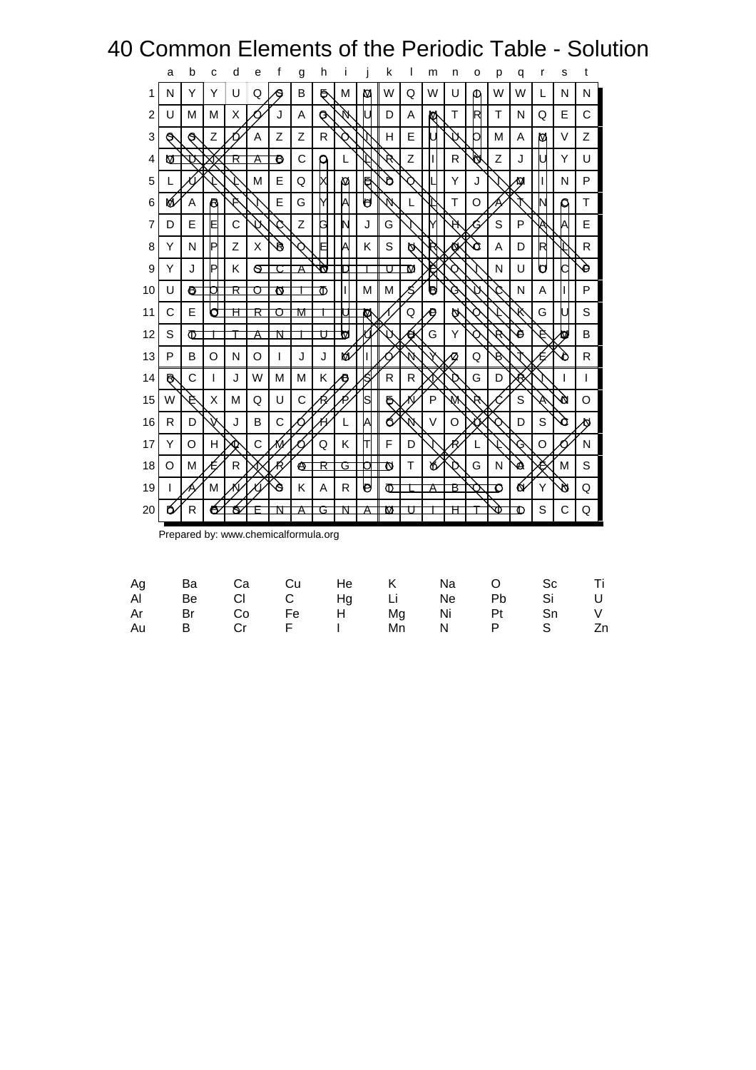# 40 Common Elements of the Periodic Table - Solution

| | a | b | c | d | e | f | g | h | i | j | k | l | m | n | o | p | q | r | s | t |
|---|---|---|---|---|---|---|---|---|---|---|---|---|---|---|---|---|---|---|---|---|
| 1 | N | Y | Y | U | Q | S | B | F | M | M | W | Q | W | U | I | W | W | L | N | N |
| 2 | U | M | M | X | O | J | A | G | N | U | D | A | M | T | R | T | N | Q | E | C |
| 3 | S | S | Z | D | A | Z | Z | R | O | I | H | E | U | U | O | M | A | M | V | Z |
| 4 | M | U | I | R | A | B | C | O | L | L | R | Z | I | R | N | Z | J | U | Y | U |
| 5 | L | U | L | L | M | E | Q | X | M | E | D | O | L | Y | J | I | M | I | N | P |
| 6 | M | A | B | F | I | E | G | Y | A | H | N | L | L | T | O | A | T | N | O | T |
| 7 | D | E | E | C | U | C | Z | G | N | J | G | I | Y | H | G | S | P | A | A | E |
| 8 | Y | N | P | Z | X | B | O | E | A | K | S | U | R | N | C | A | D | R | L | R |
| 9 | Y | J | P | K | S | C | A | N | D | I | U | M | E | O | I | N | U | O | C | P |
| 10 | U | B | O | R | O | N | I | T | I | M | M | S | B | G | U | C | N | A | I | P |
| 11 | C | E | O | H | R | O | M | I | U | M | I | Q | P | N | O | L | K | G | U | S |
| 12 | S | T | I | T | A | N | I | U | M | U | U | P | G | Y | O | R | F | E | M | B |
| 13 | P | B | O | N | O | I | J | J | M | I | O | N | Y | Z | Q | B | T | E | I | R |
| 14 | B | C | I | J | W | M | M | K | B | S | R | R | I | D | G | D | R | I | I | I |
| 15 | W | E | X | M | Q | U | C | R | P | S | F | N | P | M | R | C | S | A | N | O |
| 16 | R | D | V | J | B | C | O | H | L | A | C | N | V | O | U | O | D | S | C | N |
| 17 | Y | O | H | D | C | M | O | Q | K | T | F | D | I | R | L | L | G | O | O | N |
| 18 | O | M | E | R | I | R | A | R | G | O | N | T | Y | D | G | N | A | E | M | S |
| 19 | I | A | M | N | U | S | K | A | R | P | D | L | A | B | O | C | N | Y | N | Q |
| 20 | D | R | B | S | E | N | A | G | N | A | M | U | I | H | T | I | L | S | C | Q |

Prepared by: www.chemicalformula.org

| | | | | | | | | | |
|---|---|---|---|---|---|---|---|---|---|
| Ag | Ba | Ca | Cu | He | K | Na | O | Sc | Ti |
| Al | Be | Cl | C | Hg | Li | Ne | Pb | Si | U |
| Ar | Br | Co | Fe | H | Mg | Ni | Pt | Sn | V |
| Au | B | Cr | F | I | Mn | N | P | S | Zn |